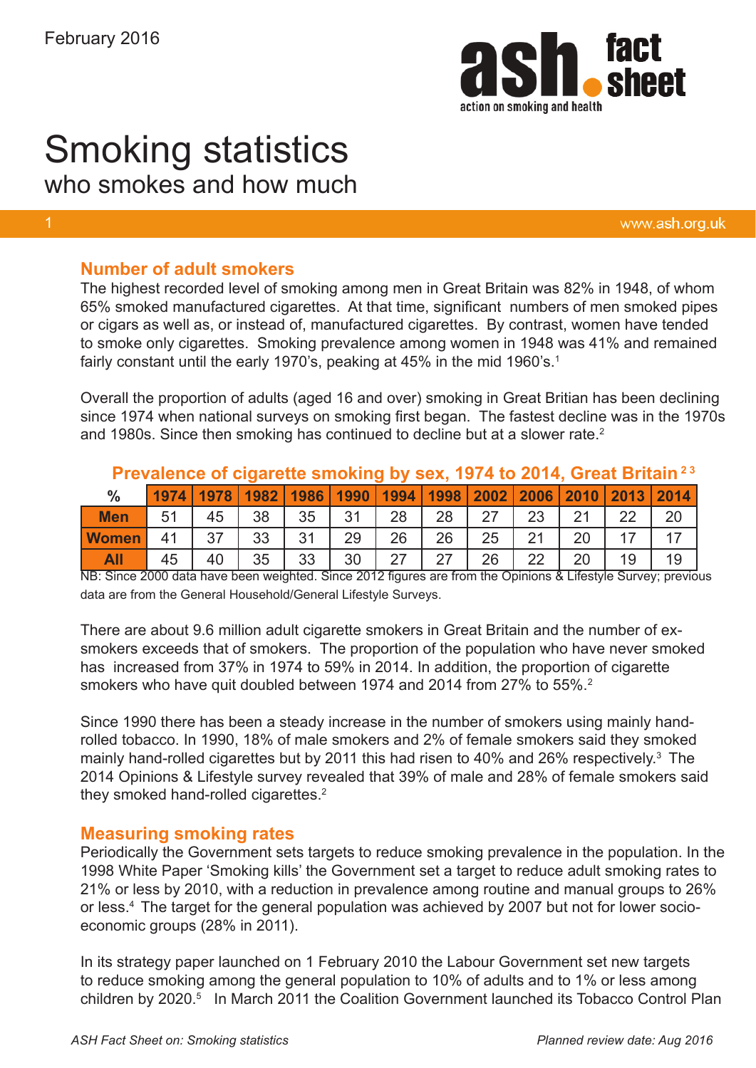February 2016

# Smoking statistics

who smokes and how much

## Number of adult smokers

The highest recorded level of smoking among men in Great Britain was 82% in 1948, of whom 65% smoked manufactured cigarettes. At that time, significant numbers of men smoked pipes or cigars as well as, or instead of, manufactured cigarettes. By contrast, women have tended to smoke only cigarettes. Smoking prevalence among women in 1948 was 41% and remained fairly constant until the early 1970's, peaking at 45% in the mid 1960's.[1]

Overall the proportion of adults (aged 16 and over) smoking in Great Britian has been declining since 1974 when national surveys on smoking first began. The fastest decline was in the 1970s and 1980s. Since then smoking has continued to decline but at a slower rate.[2]

**Prevalence of cigarette smoking by sex, 1974 to 2014, Great Britain** [2 3]

| % | 1974 | 1978 | 1982 | 1986 | 1990 | 1994 | 1998 | 2002 | 2006 | 2010 | 2013 | 2014 |
|---|---|---|---|---|---|---|---|---|---|---|---|---|
| Men | 51 | 45 | 38 | 35 | 31 | 28 | 28 | 27 | 23 | 21 | 22 | 20 |
| Women | 41 | 37 | 33 | 31 | 29 | 26 | 26 | 25 | 21 | 20 | 17 | 17 |
| All | 45 | 40 | 35 | 33 | 30 | 27 | 27 | 26 | 22 | 20 | 19 | 19 |

NB: Since 2000 data have been weighted. Since 2012 figures are from the Opinions & Lifestyle Survey; previous data are from the General Household/General Lifestyle Surveys.

There are about 9.6 million adult cigarette smokers in Great Britain and the number of ex-smokers exceeds that of smokers. The proportion of the population who have never smoked has increased from 37% in 1974 to 59% in 2014. In addition, the proportion of cigarette smokers who have quit doubled between 1974 and 2014 from 27% to 55%.[2]

Since 1990 there has been a steady increase in the number of smokers using mainly hand-rolled tobacco. In 1990, 18% of male smokers and 2% of female smokers said they smoked mainly hand-rolled cigarettes but by 2011 this had risen to 40% and 26% respectively.[3] The 2014 Opinions & Lifestyle survey revealed that 39% of male and 28% of female smokers said they smoked hand-rolled cigarettes.[2]

## Measuring smoking rates

Periodically the Government sets targets to reduce smoking prevalence in the population. In the 1998 White Paper 'Smoking kills' the Government set a target to reduce adult smoking rates to 21% or less by 2010, with a reduction in prevalence among routine and manual groups to 26% or less.[4] The target for the general population was achieved by 2007 but not for lower socio-economic groups (28% in 2011).

In its strategy paper launched on 1 February 2010 the Labour Government set new targets to reduce smoking among the general population to 10% of adults and to 1% or less among children by 2020.[5] In March 2011 the Coalition Government launched its Tobacco Control Plan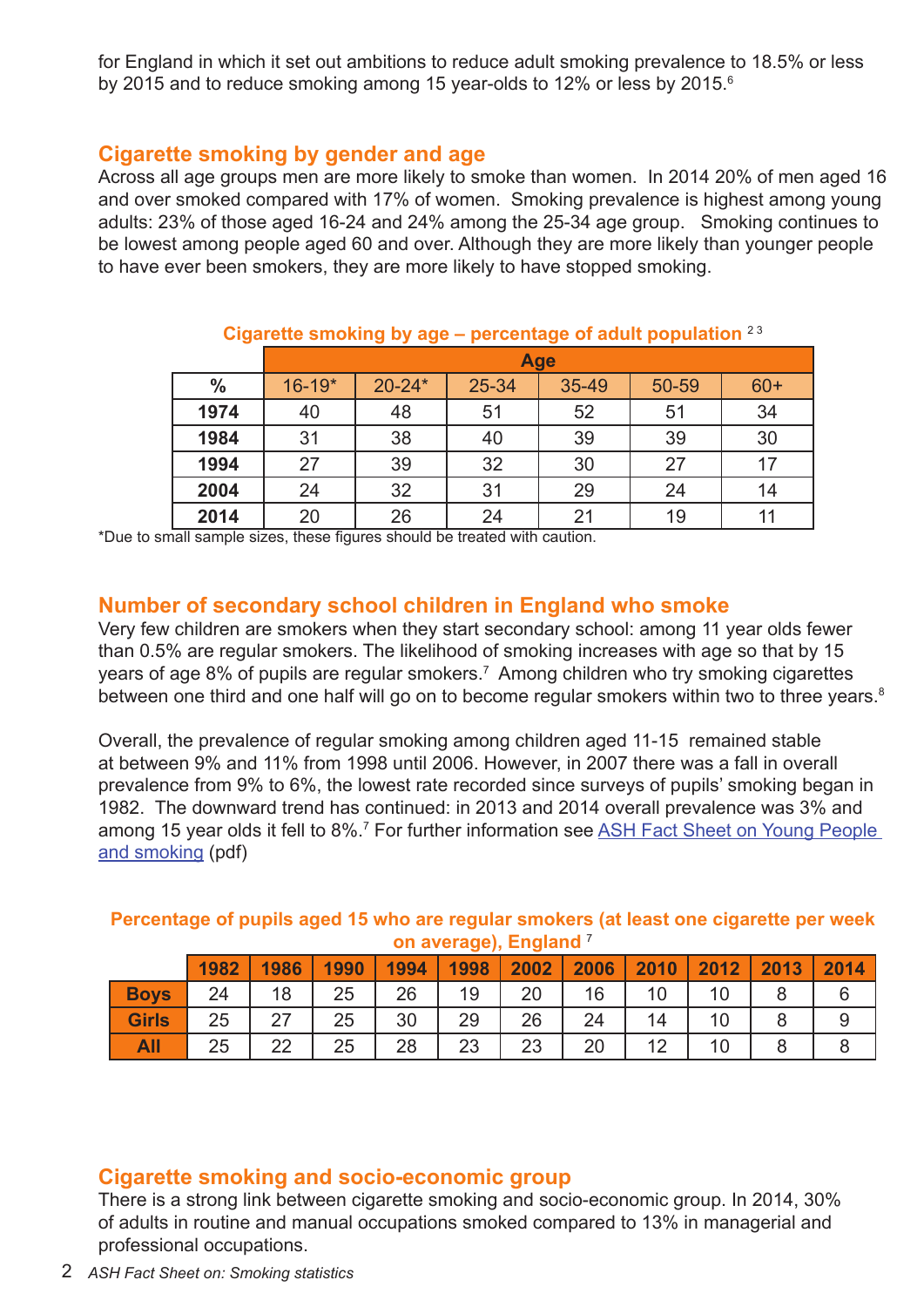for England in which it set out ambitions to reduce adult smoking prevalence to 18.5% or less by 2015 and to reduce smoking among 15 year-olds to 12% or less by 2015.[6]

## Cigarette smoking by gender and age

Across all age groups men are more likely to smoke than women. In 2014 20% of men aged 16 and over smoked compared with 17% of women. Smoking prevalence is highest among young adults: 23% of those aged 16-24 and 24% among the 25-34 age group. Smoking continues to be lowest among people aged 60 and over. Although they are more likely than younger people to have ever been smokers, they are more likely to have stopped smoking.

**Cigarette smoking by age – percentage of adult population** [2 3]

| | Age | | | | | |
|---|---|---|---|---|---|---|
| **%** | 16-19* | 20-24* | 25-34 | 35-49 | 50-59 | 60+ |
| **1974** | 40 | 48 | 51 | 52 | 51 | 34 |
| **1984** | 31 | 38 | 40 | 39 | 39 | 30 |
| **1994** | 27 | 39 | 32 | 30 | 27 | 17 |
| **2004** | 24 | 32 | 31 | 29 | 24 | 14 |
| **2014** | 20 | 26 | 24 | 21 | 19 | 11 |

*Due to small sample sizes, these figures should be treated with caution.

## Number of secondary school children in England who smoke

Very few children are smokers when they start secondary school: among 11 year olds fewer than 0.5% are regular smokers. The likelihood of smoking increases with age so that by 15 years of age 8% of pupils are regular smokers.[7] Among children who try smoking cigarettes between one third and one half will go on to become regular smokers within two to three years.[8]

Overall, the prevalence of regular smoking among children aged 11-15 remained stable at between 9% and 11% from 1998 until 2006. However, in 2007 there was a fall in overall prevalence from 9% to 6%, the lowest rate recorded since surveys of pupils' smoking began in 1982. The downward trend has continued: in 2013 and 2014 overall prevalence was 3% and among 15 year olds it fell to 8%.[7] For further information see ASH Fact Sheet on Young People and smoking (pdf)

**Percentage of pupils aged 15 who are regular smokers (at least one cigarette per week on average), England** [7]

| | 1982 | 1986 | 1990 | 1994 | 1998 | 2002 | 2006 | 2010 | 2012 | 2013 | 2014 |
|---|---|---|---|---|---|---|---|---|---|---|---|
| **Boys** | 24 | 18 | 25 | 26 | 19 | 20 | 16 | 10 | 10 | 8 | 6 |
| **Girls** | 25 | 27 | 25 | 30 | 29 | 26 | 24 | 14 | 10 | 8 | 9 |
| **All** | 25 | 22 | 25 | 28 | 23 | 23 | 20 | 12 | 10 | 8 | 8 |

## Cigarette smoking and socio-economic group

There is a strong link between cigarette smoking and socio-economic group. In 2014, 30% of adults in routine and manual occupations smoked compared to 13% in managerial and professional occupations.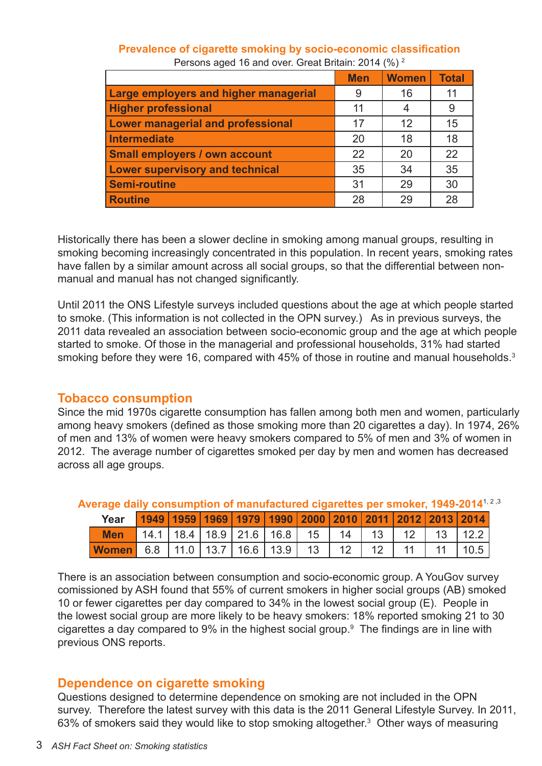**Prevalence of cigarette smoking by socio-economic classification**

Persons aged 16 and over. Great Britain: 2014 (%) [2]

| | Men | Women | Total |
|---|---|---|---|
| Large employers and higher managerial | 9 | 16 | 11 |
| Higher professional | 11 | 4 | 9 |
| Lower managerial and professional | 17 | 12 | 15 |
| Intermediate | 20 | 18 | 18 |
| Small employers / own account | 22 | 20 | 22 |
| Lower supervisory and technical | 35 | 34 | 35 |
| Semi-routine | 31 | 29 | 30 |
| Routine | 28 | 29 | 28 |

Historically there has been a slower decline in smoking among manual groups, resulting in smoking becoming increasingly concentrated in this population. In recent years, smoking rates have fallen by a similar amount across all social groups, so that the differential between non-manual and manual has not changed significantly.

Until 2011 the ONS Lifestyle surveys included questions about the age at which people started to smoke. (This information is not collected in the OPN survey.) As in previous surveys, the 2011 data revealed an association between socio-economic group and the age at which people started to smoke. Of those in the managerial and professional households, 31% had started smoking before they were 16, compared with 45% of those in routine and manual households.[3]

## Tobacco consumption

Since the mid 1970s cigarette consumption has fallen among both men and women, particularly among heavy smokers (defined as those smoking more than 20 cigarettes a day). In 1974, 26% of men and 13% of women were heavy smokers compared to 5% of men and 3% of women in 2012. The average number of cigarettes smoked per day by men and women has decreased across all age groups.

**Average daily consumption of manufactured cigarettes per smoker, 1949-2014**[1,2,3]

| Year | 1949 | 1959 | 1969 | 1979 | 1990 | 2000 | 2010 | 2011 | 2012 | 2013 | 2014 |
|---|---|---|---|---|---|---|---|---|---|---|---|
| Men | 14.1 | 18.4 | 18.9 | 21.6 | 16.8 | 15 | 14 | 13 | 12 | 13 | 12.2 |
| Women | 6.8 | 11.0 | 13.7 | 16.6 | 13.9 | 13 | 12 | 12 | 11 | 11 | 10.5 |

There is an association between consumption and socio-economic group. A YouGov survey comissioned by ASH found that 55% of current smokers in higher social groups (AB) smoked 10 or fewer cigarettes per day compared to 34% in the lowest social group (E). People in the lowest social group are more likely to be heavy smokers: 18% reported smoking 21 to 30 cigarettes a day compared to 9% in the highest social group.[9] The findings are in line with previous ONS reports.

## Dependence on cigarette smoking

Questions designed to determine dependence on smoking are not included in the OPN survey. Therefore the latest survey with this data is the 2011 General Lifestyle Survey. In 2011, 63% of smokers said they would like to stop smoking altogether.[3] Other ways of measuring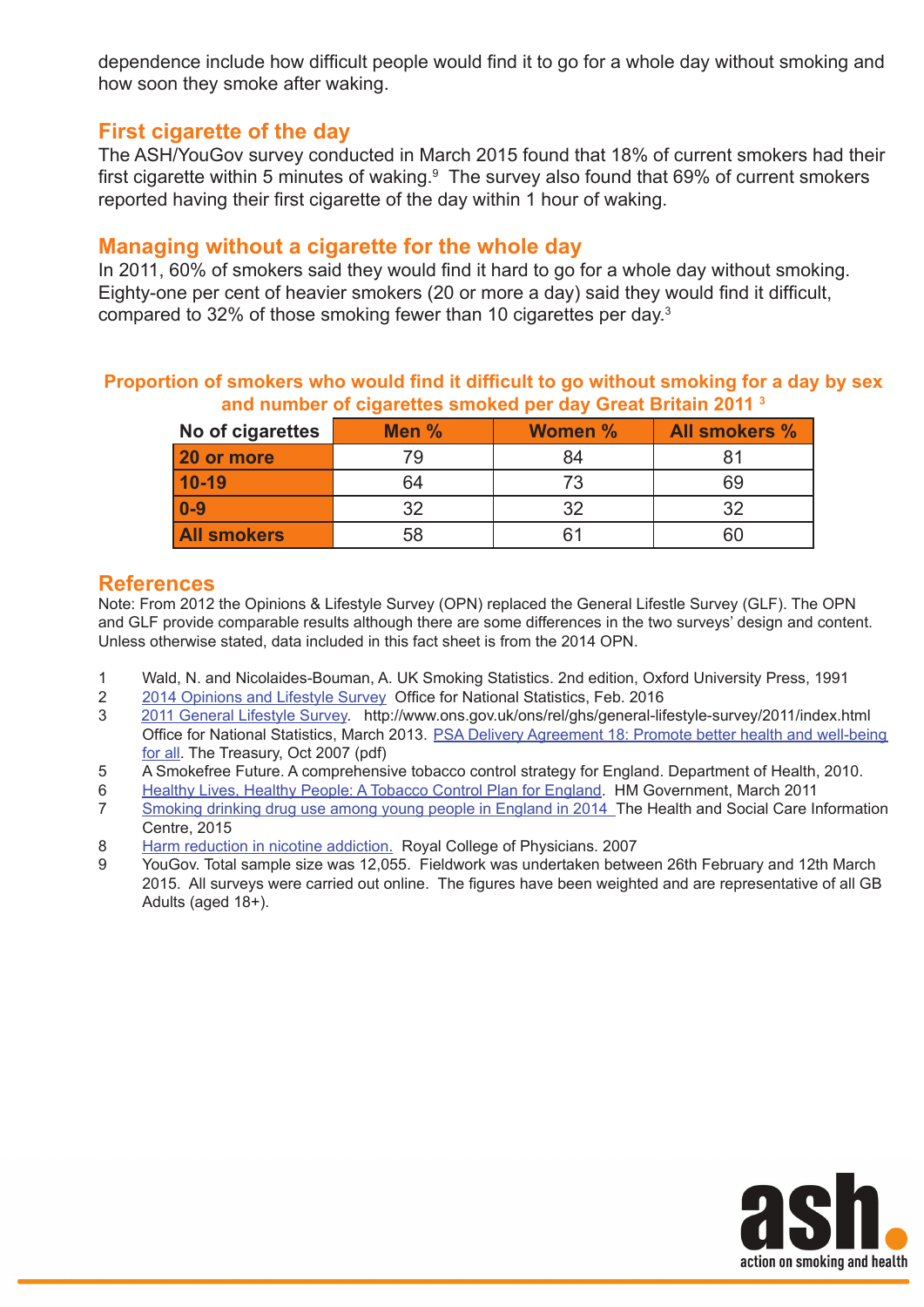dependence include how difficult people would find it to go for a whole day without smoking and how soon they smoke after waking.

## First cigarette of the day

The ASH/YouGov survey conducted in March 2015 found that 18% of current smokers had their first cigarette within 5 minutes of waking.[9] The survey also found that 69% of current smokers reported having their first cigarette of the day within 1 hour of waking.

## Managing without a cigarette for the whole day

In 2011, 60% of smokers said they would find it hard to go for a whole day without smoking. Eighty-one per cent of heavier smokers (20 or more a day) said they would find it difficult, compared to 32% of those smoking fewer than 10 cigarettes per day.[3]

**Proportion of smokers who would find it difficult to go without smoking for a day by sex and number of cigarettes smoked per day Great Britain 2011 [3]**

| No of cigarettes | Men % | Women % | All smokers % |
|---|---|---|---|
| 20 or more | 79 | 84 | 81 |
| 10-19 | 64 | 73 | 69 |
| 0-9 | 32 | 32 | 32 |
| All smokers | 58 | 61 | 60 |

## References

Note: From 2012 the Opinions & Lifestyle Survey (OPN) replaced the General Lifestle Survey (GLF). The OPN and GLF provide comparable results although there are some differences in the two surveys' design and content. Unless otherwise stated, data included in this fact sheet is from the 2014 OPN.

1. Wald, N. and Nicolaides-Bouman, A. UK Smoking Statistics. 2nd edition, Oxford University Press, 1991
2. 2014 Opinions and Lifestyle Survey Office for National Statistics, Feb. 2016
3. 2011 General Lifestyle Survey. http://www.ons.gov.uk/ons/rel/ghs/general-lifestyle-survey/2011/index.html Office for National Statistics, March 2013. PSA Delivery Agreement 18: Promote better health and well-being for all. The Treasury, Oct 2007 (pdf)
5. A Smokefree Future. A comprehensive tobacco control strategy for England. Department of Health, 2010.
6. Healthy Lives, Healthy People: A Tobacco Control Plan for England. HM Government, March 2011
7. Smoking drinking drug use among young people in England in 2014 The Health and Social Care Information Centre, 2015
8. Harm reduction in nicotine addiction. Royal College of Physicians. 2007
9. YouGov. Total sample size was 12,055. Fieldwork was undertaken between 26th February and 12th March 2015. All surveys were carried out online. The figures have been weighted and are representative of all GB Adults (aged 18+).

ash. action on smoking and health